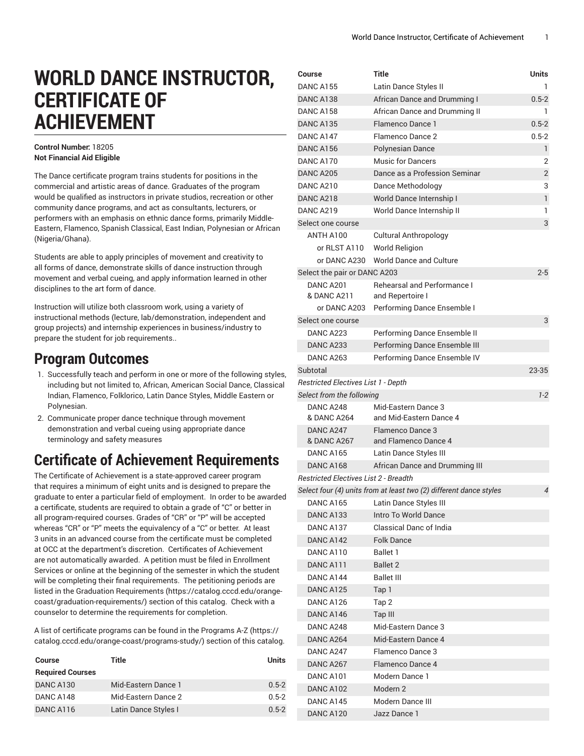# WORLD DANCE INSTRUCTOR, CERTIFICATE OF ACHIEVEMENT

**Control Number:** 18205
**Not Financial Aid Eligible**

The Dance certificate program trains students for positions in the commercial and artistic areas of dance. Graduates of the program would be qualified as instructors in private studios, recreation or other community dance programs, and act as consultants, lecturers, or performers with an emphasis on ethnic dance forms, primarily Middle-Eastern, Flamenco, Spanish Classical, East Indian, Polynesian or African (Nigeria/Ghana).

Students are able to apply principles of movement and creativity to all forms of dance, demonstrate skills of dance instruction through movement and verbal cueing, and apply information learned in other disciplines to the art form of dance.

Instruction will utilize both classroom work, using a variety of instructional methods (lecture, lab/demonstration, independent and group projects) and internship experiences in business/industry to prepare the student for job requirements..

## Program Outcomes

1. Successfully teach and perform in one or more of the following styles, including but not limited to, African, American Social Dance, Classical Indian, Flamenco, Folklorico, Latin Dance Styles, Middle Eastern or Polynesian.
2. Communicate proper dance technique through movement demonstration and verbal cueing using appropriate dance terminology and safety measures

## Certificate of Achievement Requirements

The Certificate of Achievement is a state-approved career program that requires a minimum of eight units and is designed to prepare the graduate to enter a particular field of employment. In order to be awarded a certificate, students are required to obtain a grade of "C" or better in all program-required courses. Grades of "CR" or "P" will be accepted whereas "CR" or "P" meets the equivalency of a "C" or better. At least 3 units in an advanced course from the certificate must be completed at OCC at the department's discretion. Certificates of Achievement are not automatically awarded. A petition must be filed in Enrollment Services or online at the beginning of the semester in which the student will be completing their final requirements. The petitioning periods are listed in the Graduation Requirements (https://catalog.cccd.edu/orange-coast/graduation-requirements/) section of this catalog. Check with a counselor to determine the requirements for completion.

A list of certificate programs can be found in the Programs A-Z (https://catalog.cccd.edu/orange-coast/programs-study/) section of this catalog.

| Course | Title | Units |
|---|---|---|
| **Required Courses** | | |
| DANC A130 | Mid-Eastern Dance 1 | 0.5-2 |
| DANC A148 | Mid-Eastern Dance 2 | 0.5-2 |
| DANC A116 | Latin Dance Styles I | 0.5-2 |
| DANC A155 | Latin Dance Styles II | 1 |
| DANC A138 | African Dance and Drumming I | 0.5-2 |
| DANC A158 | African Dance and Drumming II | 1 |
| DANC A135 | Flamenco Dance 1 | 0.5-2 |
| DANC A147 | Flamenco Dance 2 | 0.5-2 |
| DANC A156 | Polynesian Dance | 1 |
| DANC A170 | Music for Dancers | 2 |
| DANC A205 | Dance as a Profession Seminar | 2 |
| DANC A210 | Dance Methodology | 3 |
| DANC A218 | World Dance Internship I | 1 |
| DANC A219 | World Dance Internship II | 1 |
| Select one course | | 3 |
| ANTH A100 | Cultural Anthropology | |
| or RLST A110 | World Religion | |
| or DANC A230 | World Dance and Culture | |
| Select the pair or DANC A203 | | 2-5 |
| DANC A201 & DANC A211 | Rehearsal and Performance I and Repertoire I | |
| or DANC A203 | Performing Dance Ensemble I | |
| Select one course | | 3 |
| DANC A223 | Performing Dance Ensemble II | |
| DANC A233 | Performing Dance Ensemble III | |
| DANC A263 | Performing Dance Ensemble IV | |
| Subtotal | | 23-35 |
| *Restricted Electives List 1 - Depth* | | |
| *Select from the following* | | *1-2* |
| DANC A248 & DANC A264 | Mid-Eastern Dance 3 and Mid-Eastern Dance 4 | |
| DANC A247 & DANC A267 | Flamenco Dance 3 and Flamenco Dance 4 | |
| DANC A165 | Latin Dance Styles III | |
| DANC A168 | African Dance and Drumming III | |
| *Restricted Electives List 2 - Breadth* | | |
| *Select four (4) units from at least two (2) different dance styles* | | *4* |
| DANC A165 | Latin Dance Styles III | |
| DANC A133 | Intro To World Dance | |
| DANC A137 | Classical Danc of India | |
| DANC A142 | Folk Dance | |
| DANC A110 | Ballet 1 | |
| DANC A111 | Ballet 2 | |
| DANC A144 | Ballet III | |
| DANC A125 | Tap 1 | |
| DANC A126 | Tap 2 | |
| DANC A146 | Tap III | |
| DANC A248 | Mid-Eastern Dance 3 | |
| DANC A264 | Mid-Eastern Dance 4 | |
| DANC A247 | Flamenco Dance 3 | |
| DANC A267 | Flamenco Dance 4 | |
| DANC A101 | Modern Dance 1 | |
| DANC A102 | Modern 2 | |
| DANC A145 | Modern Dance III | |
| DANC A120 | Jazz Dance 1 | |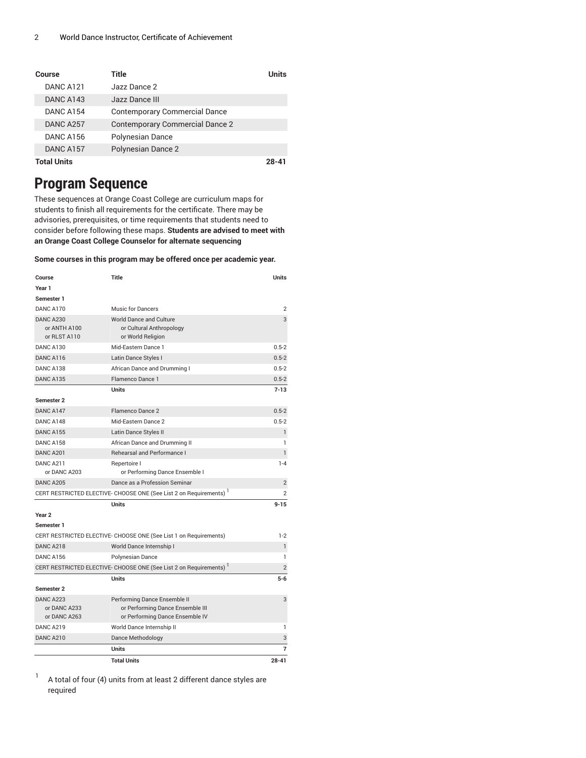| Course | Title | Units |
| --- | --- | --- |
| DANC A121 | Jazz Dance 2 | |
| DANC A143 | Jazz Dance III | |
| DANC A154 | Contemporary Commercial Dance | |
| DANC A257 | Contemporary Commercial Dance 2 | |
| DANC A156 | Polynesian Dance | |
| DANC A157 | Polynesian Dance 2 | |
| **Total Units** | | **28-41** |

# Program Sequence

These sequences at Orange Coast College are curriculum maps for students to finish all requirements for the certificate. There may be advisories, prerequisites, or time requirements that students need to consider before following these maps. **Students are advised to meet with an Orange Coast College Counselor for alternate sequencing**

**Some courses in this program may be offered once per academic year.**

| Course | Title | Units |
| --- | --- | --- |
| **Year 1** | | |
| **Semester 1** | | |
| DANC A170 | Music for Dancers | 2 |
| DANC A230<br>or ANTH A100<br>or RLST A110 | World Dance and Culture<br>or Cultural Anthropology<br>or World Religion | 3 |
| DANC A130 | Mid-Eastern Dance 1 | 0.5-2 |
| DANC A116 | Latin Dance Styles I | 0.5-2 |
| DANC A138 | African Dance and Drumming I | 0.5-2 |
| DANC A135 | Flamenco Dance 1 | 0.5-2 |
| | **Units** | **7-13** |
| **Semester 2** | | |
| DANC A147 | Flamenco Dance 2 | 0.5-2 |
| DANC A148 | Mid-Eastern Dance 2 | 0.5-2 |
| DANC A155 | Latin Dance Styles II | 1 |
| DANC A158 | African Dance and Drumming II | 1 |
| DANC A201 | Rehearsal and Performance I | 1 |
| DANC A211<br>or DANC A203 | Repertoire I<br>or Performing Dance Ensemble I | 1-4 |
| DANC A205 | Dance as a Profession Seminar | 2 |
| CERT RESTRICTED ELECTIVE- CHOOSE ONE (See List 2 on Requirements) [1] | | 2 |
| | **Units** | **9-15** |
| **Year 2** | | |
| **Semester 1** | | |
| CERT RESTRICTED ELECTIVE- CHOOSE ONE (See List 1 on Requirements) | | 1-2 |
| DANC A218 | World Dance Internship I | 1 |
| DANC A156 | Polynesian Dance | 1 |
| CERT RESTRICTED ELECTIVE- CHOOSE ONE (See List 2 on Requirements) [1] | | 2 |
| | **Units** | **5-6** |
| **Semester 2** | | |
| DANC A223<br>or DANC A233<br>or DANC A263 | Performing Dance Ensemble II<br>or Performing Dance Ensemble III<br>or Performing Dance Ensemble IV | 3 |
| DANC A219 | World Dance Internship II | 1 |
| DANC A210 | Dance Methodology | 3 |
| | **Units** | **7** |
| | **Total Units** | **28-41** |

[1] A total of four (4) units from at least 2 different dance styles are required